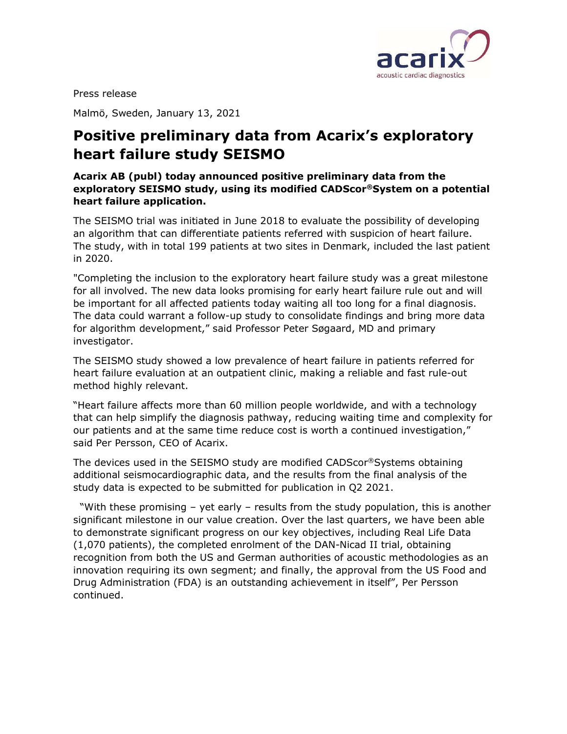Press release

Malmö, Sweden, January 13, 2021

# Positive preliminary data from Acarix's exploratory heart failure study SEISMO

**Acarix AB (publ) today announced positive preliminary data from the exploratory SEISMO study, using its modified CADScor®System on a potential heart failure application.**

The SEISMO trial was initiated in June 2018 to evaluate the possibility of developing an algorithm that can differentiate patients referred with suspicion of heart failure. The study, with in total 199 patients at two sites in Denmark, included the last patient in 2020.

"Completing the inclusion to the exploratory heart failure study was a great milestone for all involved. The new data looks promising for early heart failure rule out and will be important for all affected patients today waiting all too long for a final diagnosis. The data could warrant a follow-up study to consolidate findings and bring more data for algorithm development," said Professor Peter Søgaard, MD and primary investigator.

The SEISMO study showed a low prevalence of heart failure in patients referred for heart failure evaluation at an outpatient clinic, making a reliable and fast rule-out method highly relevant.

"Heart failure affects more than 60 million people worldwide, and with a technology that can help simplify the diagnosis pathway, reducing waiting time and complexity for our patients and at the same time reduce cost is worth a continued investigation," said Per Persson, CEO of Acarix.

The devices used in the SEISMO study are modified CADScor®Systems obtaining additional seismocardiographic data, and the results from the final analysis of the study data is expected to be submitted for publication in Q2 2021.

"With these promising – yet early – results from the study population, this is another significant milestone in our value creation. Over the last quarters, we have been able to demonstrate significant progress on our key objectives, including Real Life Data (1,070 patients), the completed enrolment of the DAN-Nicad II trial, obtaining recognition from both the US and German authorities of acoustic methodologies as an innovation requiring its own segment; and finally, the approval from the US Food and Drug Administration (FDA) is an outstanding achievement in itself", Per Persson continued.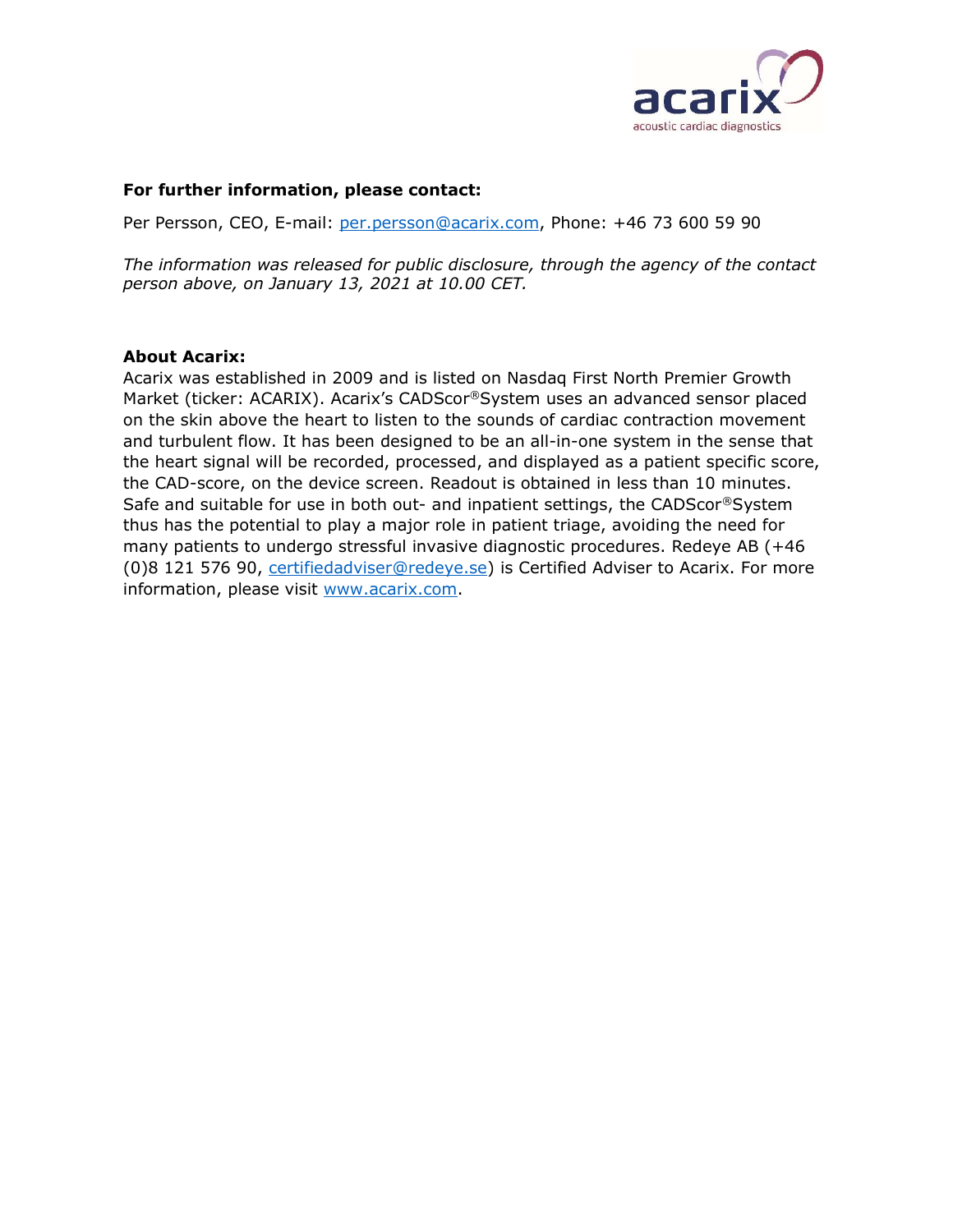**For further information, please contact:**

Per Persson, CEO, E-mail: per.persson@acarix.com, Phone: +46 73 600 59 90

*The information was released for public disclosure, through the agency of the contact person above, on January 13, 2021 at 10.00 CET.*

**About Acarix:**

Acarix was established in 2009 and is listed on Nasdaq First North Premier Growth Market (ticker: ACARIX). Acarix's CADScor®System uses an advanced sensor placed on the skin above the heart to listen to the sounds of cardiac contraction movement and turbulent flow. It has been designed to be an all-in-one system in the sense that the heart signal will be recorded, processed, and displayed as a patient specific score, the CAD-score, on the device screen. Readout is obtained in less than 10 minutes. Safe and suitable for use in both out- and inpatient settings, the CADScor®System thus has the potential to play a major role in patient triage, avoiding the need for many patients to undergo stressful invasive diagnostic procedures. Redeye AB (+46 (0)8 121 576 90, certifiedadviser@redeye.se) is Certified Adviser to Acarix. For more information, please visit www.acarix.com.